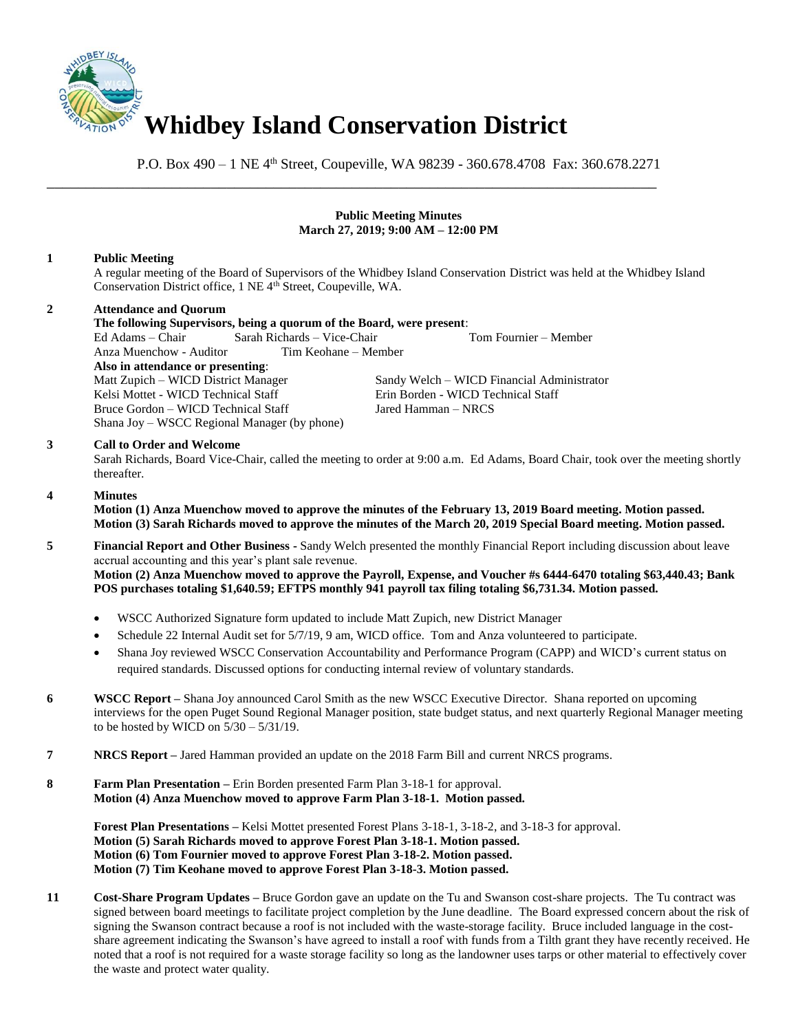# Whidbey Island Conservation District

P.O. Box 490 – 1 NE 4th Street, Coupeville, WA 98239 - 360.678.4708 Fax: 360.678.2271

---

**Public Meeting Minutes**
**March 27, 2019; 9:00 AM – 12:00 PM**

**1 Public Meeting**

A regular meeting of the Board of Supervisors of the Whidbey Island Conservation District was held at the Whidbey Island Conservation District office, 1 NE 4th Street, Coupeville, WA.

**2 Attendance and Quorum**

**The following Supervisors, being a quorum of the Board, were present**:

Ed Adams – Chair
Sarah Richards – Vice-Chair
Tom Fournier – Member
Anza Muenchow - Auditor
Tim Keohane – Member

**Also in attendance or presenting**:

Matt Zupich – WICD District Manager
Sandy Welch – WICD Financial Administrator
Kelsi Mottet - WICD Technical Staff
Erin Borden - WICD Technical Staff
Bruce Gordon – WICD Technical Staff
Jared Hamman – NRCS
Shana Joy – WSCC Regional Manager (by phone)

**3 Call to Order and Welcome**

Sarah Richards, Board Vice-Chair, called the meeting to order at 9:00 a.m. Ed Adams, Board Chair, took over the meeting shortly thereafter.

**4 Minutes**

**Motion (1) Anza Muenchow moved to approve the minutes of the February 13, 2019 Board meeting. Motion passed.**
**Motion (3) Sarah Richards moved to approve the minutes of the March 20, 2019 Special Board meeting. Motion passed.**

**5 Financial Report and Other Business** - Sandy Welch presented the monthly Financial Report including discussion about leave accrual accounting and this year's plant sale revenue.

**Motion (2) Anza Muenchow moved to approve the Payroll, Expense, and Voucher #s 6444-6470 totaling $63,440.43; Bank POS purchases totaling $1,640.59; EFTPS monthly 941 payroll tax filing totaling $6,731.34. Motion passed.**

- WSCC Authorized Signature form updated to include Matt Zupich, new District Manager
- Schedule 22 Internal Audit set for 5/7/19, 9 am, WICD office. Tom and Anza volunteered to participate.
- Shana Joy reviewed WSCC Conservation Accountability and Performance Program (CAPP) and WICD's current status on required standards. Discussed options for conducting internal review of voluntary standards.

**6 WSCC Report –** Shana Joy announced Carol Smith as the new WSCC Executive Director. Shana reported on upcoming interviews for the open Puget Sound Regional Manager position, state budget status, and next quarterly Regional Manager meeting to be hosted by WICD on 5/30 – 5/31/19.

**7 NRCS Report –** Jared Hamman provided an update on the 2018 Farm Bill and current NRCS programs.

**8 Farm Plan Presentation –** Erin Borden presented Farm Plan 3-18-1 for approval.
**Motion (4) Anza Muenchow moved to approve Farm Plan 3-18-1. Motion passed.**

**Forest Plan Presentations –** Kelsi Mottet presented Forest Plans 3-18-1, 3-18-2, and 3-18-3 for approval.
**Motion (5) Sarah Richards moved to approve Forest Plan 3-18-1. Motion passed.**
**Motion (6) Tom Fournier moved to approve Forest Plan 3-18-2. Motion passed.**
**Motion (7) Tim Keohane moved to approve Forest Plan 3-18-3. Motion passed.**

**11 Cost-Share Program Updates –** Bruce Gordon gave an update on the Tu and Swanson cost-share projects. The Tu contract was signed between board meetings to facilitate project completion by the June deadline. The Board expressed concern about the risk of signing the Swanson contract because a roof is not included with the waste-storage facility. Bruce included language in the cost-share agreement indicating the Swanson's have agreed to install a roof with funds from a Tilth grant they have recently received. He noted that a roof is not required for a waste storage facility so long as the landowner uses tarps or other material to effectively cover the waste and protect water quality.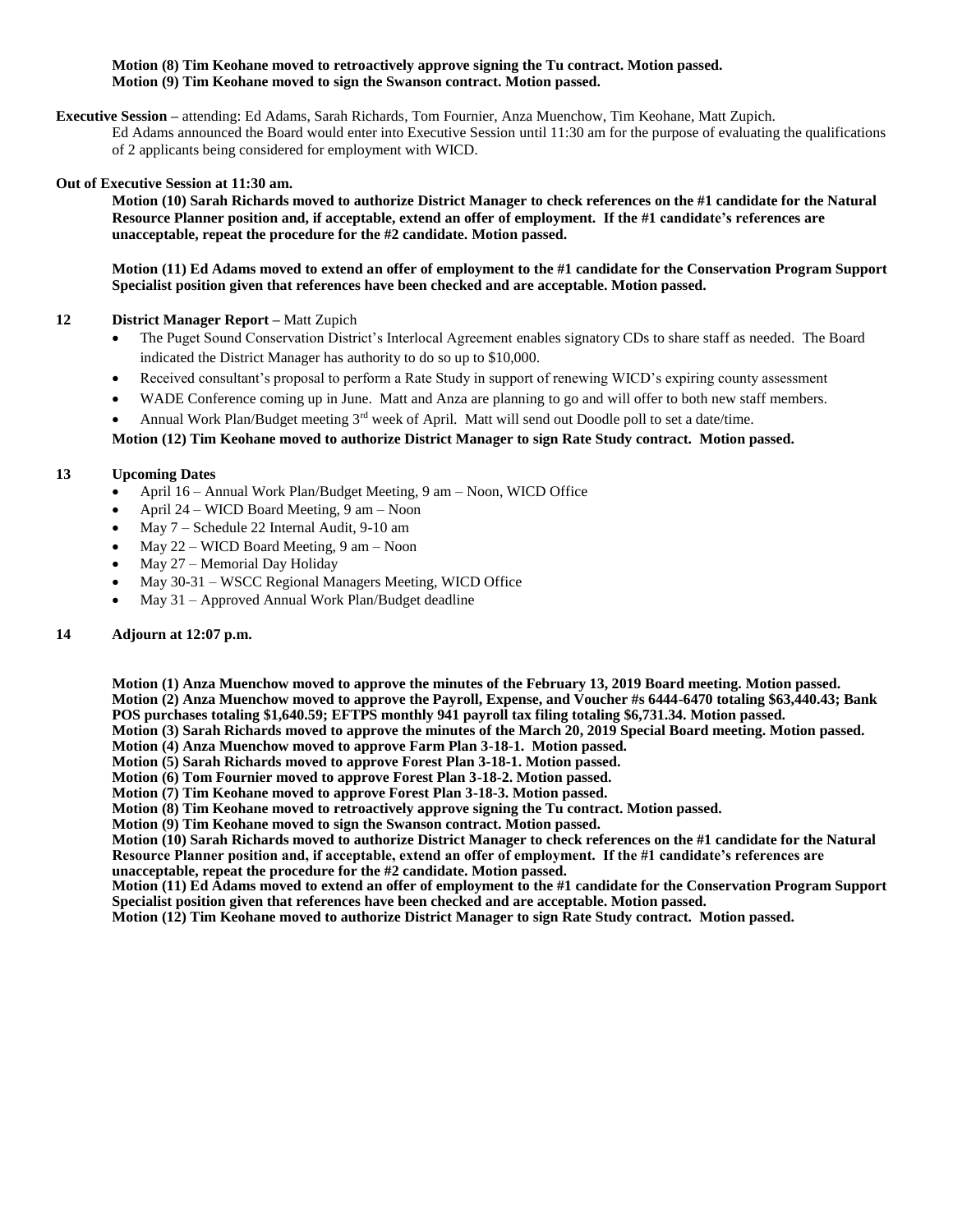**Motion (8) Tim Keohane moved to retroactively approve signing the Tu contract. Motion passed.**
**Motion (9) Tim Keohane moved to sign the Swanson contract. Motion passed.**

**Executive Session –** attending: Ed Adams, Sarah Richards, Tom Fournier, Anza Muenchow, Tim Keohane, Matt Zupich.

Ed Adams announced the Board would enter into Executive Session until 11:30 am for the purpose of evaluating the qualifications of 2 applicants being considered for employment with WICD.

**Out of Executive Session at 11:30 am.**

**Motion (10) Sarah Richards moved to authorize District Manager to check references on the #1 candidate for the Natural Resource Planner position and, if acceptable, extend an offer of employment. If the #1 candidate's references are unacceptable, repeat the procedure for the #2 candidate. Motion passed.**

**Motion (11) Ed Adams moved to extend an offer of employment to the #1 candidate for the Conservation Program Support Specialist position given that references have been checked and are acceptable. Motion passed.**

**12 District Manager Report –** Matt Zupich

- The Puget Sound Conservation District's Interlocal Agreement enables signatory CDs to share staff as needed. The Board indicated the District Manager has authority to do so up to $10,000.
- Received consultant's proposal to perform a Rate Study in support of renewing WICD's expiring county assessment
- WADE Conference coming up in June. Matt and Anza are planning to go and will offer to both new staff members.
- Annual Work Plan/Budget meeting 3rd week of April. Matt will send out Doodle poll to set a date/time.

**Motion (12) Tim Keohane moved to authorize District Manager to sign Rate Study contract. Motion passed.**

**13 Upcoming Dates**

- April 16 – Annual Work Plan/Budget Meeting, 9 am – Noon, WICD Office
- April 24 – WICD Board Meeting, 9 am – Noon
- May 7 – Schedule 22 Internal Audit, 9-10 am
- May 22 – WICD Board Meeting, 9 am – Noon
- May 27 – Memorial Day Holiday
- May 30-31 – WSCC Regional Managers Meeting, WICD Office
- May 31 – Approved Annual Work Plan/Budget deadline

**14 Adjourn at 12:07 p.m.**

**Motion (1) Anza Muenchow moved to approve the minutes of the February 13, 2019 Board meeting. Motion passed.**
**Motion (2) Anza Muenchow moved to approve the Payroll, Expense, and Voucher #s 6444-6470 totaling $63,440.43; Bank POS purchases totaling $1,640.59; EFTPS monthly 941 payroll tax filing totaling $6,731.34. Motion passed.**
**Motion (3) Sarah Richards moved to approve the minutes of the March 20, 2019 Special Board meeting. Motion passed.**
**Motion (4) Anza Muenchow moved to approve Farm Plan 3-18-1. Motion passed.**
**Motion (5) Sarah Richards moved to approve Forest Plan 3-18-1. Motion passed.**
**Motion (6) Tom Fournier moved to approve Forest Plan 3-18-2. Motion passed.**
**Motion (7) Tim Keohane moved to approve Forest Plan 3-18-3. Motion passed.**
**Motion (8) Tim Keohane moved to retroactively approve signing the Tu contract. Motion passed.**
**Motion (9) Tim Keohane moved to sign the Swanson contract. Motion passed.**
**Motion (10) Sarah Richards moved to authorize District Manager to check references on the #1 candidate for the Natural Resource Planner position and, if acceptable, extend an offer of employment. If the #1 candidate's references are unacceptable, repeat the procedure for the #2 candidate. Motion passed.**
**Motion (11) Ed Adams moved to extend an offer of employment to the #1 candidate for the Conservation Program Support Specialist position given that references have been checked and are acceptable. Motion passed.**
**Motion (12) Tim Keohane moved to authorize District Manager to sign Rate Study contract. Motion passed.**